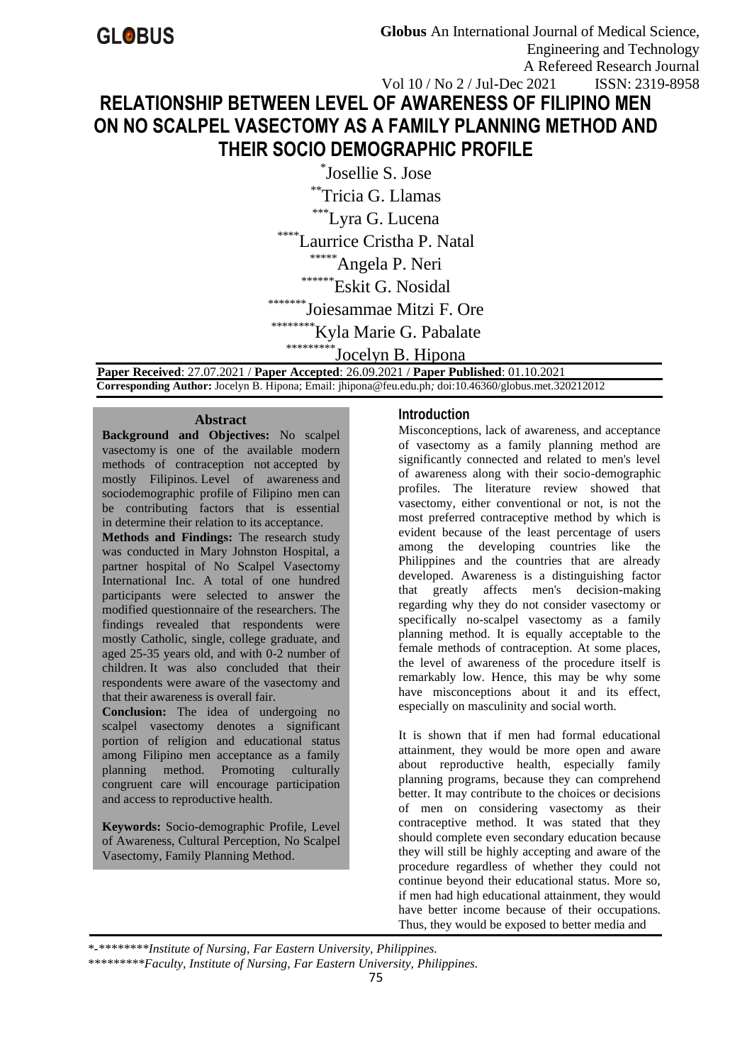# RELATIONSHIP BETWEEN LEVEL OF AWARENESS OF FILIPINO MEN ON NO SCALPEL VASECTOMY AS A FAMILY PLANNING METHOD AND THEIR SOCIO DEMOGRAPHIC PROFILE

[*]Josellie S. Jose
[**]Tricia G. Llamas
[***]Lyra G. Lucena
[****]Laurrice Cristha P. Natal
[*****]Angela P. Neri
[******]Eskit G. Nosidal
[*******]Joiesammae Mitzi F. Ore
[********]Kyla Marie G. Pabalate
[*********]Jocelyn B. Hipona

**Paper Received**: 27.07.2021 / **Paper Accepted**: 26.09.2021 / **Paper Published**: 01.10.2021
**Corresponding Author:** Jocelyn B. Hipona; Email: jhipona@feu.edu.ph; doi:10.46360/globus.met.320212012

## Abstract

**Background and Objectives:** No scalpel vasectomy is one of the available modern methods of contraception not accepted by mostly Filipinos. Level of awareness and sociodemographic profile of Filipino men can be contributing factors that is essential in determine their relation to its acceptance.

**Methods and Findings:** The research study was conducted in Mary Johnston Hospital, a partner hospital of No Scalpel Vasectomy International Inc. A total of one hundred participants were selected to answer the modified questionnaire of the researchers. The findings revealed that respondents were mostly Catholic, single, college graduate, and aged 25-35 years old, and with 0-2 number of children. It was also concluded that their respondents were aware of the vasectomy and that their awareness is overall fair.

**Conclusion:** The idea of undergoing no scalpel vasectomy denotes a significant portion of religion and educational status among Filipino men acceptance as a family planning method. Promoting culturally congruent care will encourage participation and access to reproductive health.

**Keywords:** Socio-demographic Profile, Level of Awareness, Cultural Perception, No Scalpel Vasectomy, Family Planning Method.

## Introduction

Misconceptions, lack of awareness, and acceptance of vasectomy as a family planning method are significantly connected and related to men's level of awareness along with their socio-demographic profiles. The literature review showed that vasectomy, either conventional or not, is not the most preferred contraceptive method by which is evident because of the least percentage of users among the developing countries like the Philippines and the countries that are already developed. Awareness is a distinguishing factor that greatly affects men's decision-making regarding why they do not consider vasectomy or specifically no-scalpel vasectomy as a family planning method. It is equally acceptable to the female methods of contraception. At some places, the level of awareness of the procedure itself is remarkably low. Hence, this may be why some have misconceptions about it and its effect, especially on masculinity and social worth.

It is shown that if men had formal educational attainment, they would be more open and aware about reproductive health, especially family planning programs, because they can comprehend better. It may contribute to the choices or decisions of men on considering vasectomy as their contraceptive method. It was stated that they should complete even secondary education because they will still be highly accepting and aware of the procedure regardless of whether they could not continue beyond their educational status. More so, if men had high educational attainment, they would have better income because of their occupations. Thus, they would be exposed to better media and

*-********Institute of Nursing, Far Eastern University, Philippines.*
*********Faculty, Institute of Nursing, Far Eastern University, Philippines.*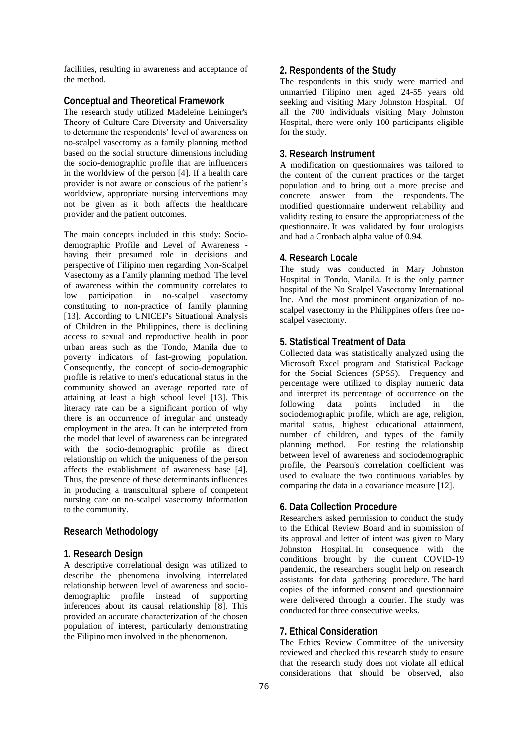facilities, resulting in awareness and acceptance of the method.

## Conceptual and Theoretical Framework

The research study utilized Madeleine Leininger's Theory of Culture Care Diversity and Universality to determine the respondents' level of awareness on no-scalpel vasectomy as a family planning method based on the social structure dimensions including the socio-demographic profile that are influencers in the worldview of the person [4]. If a health care provider is not aware or conscious of the patient's worldview, appropriate nursing interventions may not be given as it both affects the healthcare provider and the patient outcomes.

The main concepts included in this study: Socio-demographic Profile and Level of Awareness - having their presumed role in decisions and perspective of Filipino men regarding Non-Scalpel Vasectomy as a Family planning method. The level of awareness within the community correlates to low participation in no-scalpel vasectomy constituting to non-practice of family planning [13]. According to UNICEF's Situational Analysis of Children in the Philippines, there is declining access to sexual and reproductive health in poor urban areas such as the Tondo, Manila due to poverty indicators of fast-growing population. Consequently, the concept of socio-demographic profile is relative to men's educational status in the community showed an average reported rate of attaining at least a high school level [13]. This literacy rate can be a significant portion of why there is an occurrence of irregular and unsteady employment in the area. It can be interpreted from the model that level of awareness can be integrated with the socio-demographic profile as direct relationship on which the uniqueness of the person affects the establishment of awareness base [4]. Thus, the presence of these determinants influences in producing a transcultural sphere of competent nursing care on no-scalpel vasectomy information to the community.

## Research Methodology

### 1. Research Design

A descriptive correlational design was utilized to describe the phenomena involving interrelated relationship between level of awareness and socio-demographic profile instead of supporting inferences about its causal relationship [8]. This provided an accurate characterization of the chosen population of interest, particularly demonstrating the Filipino men involved in the phenomenon.

### 2. Respondents of the Study

The respondents in this study were married and unmarried Filipino men aged 24-55 years old seeking and visiting Mary Johnston Hospital. Of all the 700 individuals visiting Mary Johnston Hospital, there were only 100 participants eligible for the study.

### 3. Research Instrument

A modification on questionnaires was tailored to the content of the current practices or the target population and to bring out a more precise and concrete answer from the respondents. The modified questionnaire underwent reliability and validity testing to ensure the appropriateness of the questionnaire. It was validated by four urologists and had a Cronbach alpha value of 0.94.

### 4. Research Locale

The study was conducted in Mary Johnston Hospital in Tondo, Manila. It is the only partner hospital of the No Scalpel Vasectomy International Inc. And the most prominent organization of no-scalpel vasectomy in the Philippines offers free no-scalpel vasectomy.

### 5. Statistical Treatment of Data

Collected data was statistically analyzed using the Microsoft Excel program and Statistical Package for the Social Sciences (SPSS). Frequency and percentage were utilized to display numeric data and interpret its percentage of occurrence on the following data points included in the sociodemographic profile, which are age, religion, marital status, highest educational attainment, number of children, and types of the family planning method. For testing the relationship between level of awareness and sociodemographic profile, the Pearson's correlation coefficient was used to evaluate the two continuous variables by comparing the data in a covariance measure [12].

### 6. Data Collection Procedure

Researchers asked permission to conduct the study to the Ethical Review Board and in submission of its approval and letter of intent was given to Mary Johnston Hospital. In consequence with the conditions brought by the current COVID-19 pandemic, the researchers sought help on research assistants for data gathering procedure. The hard copies of the informed consent and questionnaire were delivered through a courier. The study was conducted for three consecutive weeks.

### 7. Ethical Consideration

The Ethics Review Committee of the university reviewed and checked this research study to ensure that the research study does not violate all ethical considerations that should be observed, also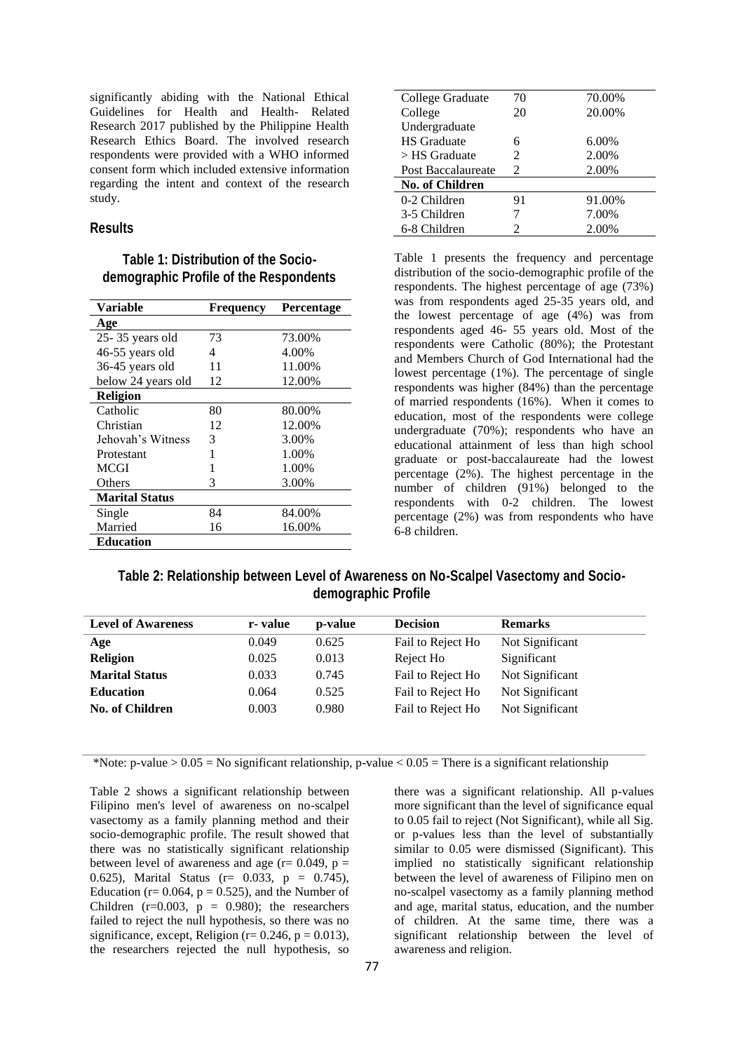significantly abiding with the National Ethical Guidelines for Health and Health- Related Research 2017 published by the Philippine Health Research Ethics Board. The involved research respondents were provided with a WHO informed consent form which included extensive information regarding the intent and context of the research study.

## Results

### Table 1: Distribution of the Socio-demographic Profile of the Respondents

| Variable | Frequency | Percentage |
|---|---|---|
| **Age** | | |
| 25- 35 years old | 73 | 73.00% |
| 46-55 years old | 4 | 4.00% |
| 36-45 years old | 11 | 11.00% |
| below 24 years old | 12 | 12.00% |
| **Religion** | | |
| Catholic | 80 | 80.00% |
| Christian | 12 | 12.00% |
| Jehovah's Witness | 3 | 3.00% |
| Protestant | 1 | 1.00% |
| MCGI | 1 | 1.00% |
| Others | 3 | 3.00% |
| **Marital Status** | | |
| Single | 84 | 84.00% |
| Married | 16 | 16.00% |
| **Education** | | |
| College Graduate | 70 | 70.00% |
| College Undergraduate | 20 | 20.00% |
| HS Graduate | 6 | 6.00% |
| > HS Graduate | 2 | 2.00% |
| Post Baccalaureate | 2 | 2.00% |
| **No. of Children** | | |
| 0-2 Children | 91 | 91.00% |
| 3-5 Children | 7 | 7.00% |
| 6-8 Children | 2 | 2.00% |

Table 1 presents the frequency and percentage distribution of the socio-demographic profile of the respondents. The highest percentage of age (73%) was from respondents aged 25-35 years old, and the lowest percentage of age (4%) was from respondents aged 46- 55 years old. Most of the respondents were Catholic (80%); the Protestant and Members Church of God International had the lowest percentage (1%). The percentage of single respondents was higher (84%) than the percentage of married respondents (16%). When it comes to education, most of the respondents were college undergraduate (70%); respondents who have an educational attainment of less than high school graduate or post-baccalaureate had the lowest percentage (2%). The highest percentage in the number of children (91%) belonged to the respondents with 0-2 children. The lowest percentage (2%) was from respondents who have 6-8 children.

### Table 2: Relationship between Level of Awareness on No-Scalpel Vasectomy and Socio-demographic Profile

| Level of Awareness | r- value | p-value | Decision | Remarks |
|---|---|---|---|---|
| **Age** | 0.049 | 0.625 | Fail to Reject Ho | Not Significant |
| **Religion** | 0.025 | 0.013 | Reject Ho | Significant |
| **Marital Status** | 0.033 | 0.745 | Fail to Reject Ho | Not Significant |
| **Education** | 0.064 | 0.525 | Fail to Reject Ho | Not Significant |
| **No. of Children** | 0.003 | 0.980 | Fail to Reject Ho | Not Significant |

*Note: p-value > 0.05 = No significant relationship, p-value < 0.05 = There is a significant relationship

Table 2 shows a significant relationship between Filipino men's level of awareness on no-scalpel vasectomy as a family planning method and their socio-demographic profile. The result showed that there was no statistically significant relationship between level of awareness and age ($r= 0.049$, $p = 0.625$), Marital Status ($r= 0.033$, $p = 0.745$), Education ($r= 0.064$, $p = 0.525$), and the Number of Children ($r=0.003$, $p = 0.980$); the researchers failed to reject the null hypothesis, so there was no significance, except, Religion ($r= 0.246$, $p = 0.013$), the researchers rejected the null hypothesis, so there was a significant relationship. All p-values more significant than the level of significance equal to 0.05 fail to reject (Not Significant), while all Sig. or p-values less than the level of substantially similar to 0.05 were dismissed (Significant). This implied no statistically significant relationship between the level of awareness of Filipino men on no-scalpel vasectomy as a family planning method and age, marital status, education, and the number of children. At the same time, there was a significant relationship between the level of awareness and religion.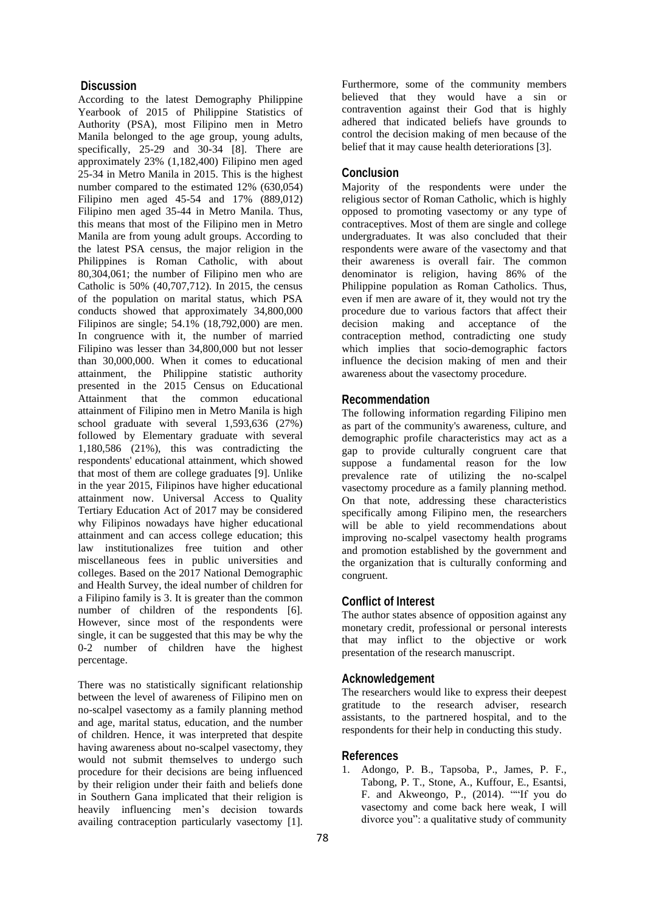## Discussion

According to the latest Demography Philippine Yearbook of 2015 of Philippine Statistics of Authority (PSA), most Filipino men in Metro Manila belonged to the age group, young adults, specifically, 25-29 and 30-34 [8]. There are approximately 23% (1,182,400) Filipino men aged 25-34 in Metro Manila in 2015. This is the highest number compared to the estimated 12% (630,054) Filipino men aged 45-54 and 17% (889,012) Filipino men aged 35-44 in Metro Manila. Thus, this means that most of the Filipino men in Metro Manila are from young adult groups. According to the latest PSA census, the major religion in the Philippines is Roman Catholic, with about 80,304,061; the number of Filipino men who are Catholic is 50% (40,707,712). In 2015, the census of the population on marital status, which PSA conducts showed that approximately 34,800,000 Filipinos are single; 54.1% (18,792,000) are men. In congruence with it, the number of married Filipino was lesser than 34,800,000 but not lesser than 30,000,000. When it comes to educational attainment, the Philippine statistic authority presented in the 2015 Census on Educational Attainment that the common educational attainment of Filipino men in Metro Manila is high school graduate with several 1,593,636 (27%) followed by Elementary graduate with several 1,180,586 (21%), this was contradicting the respondents' educational attainment, which showed that most of them are college graduates [9]. Unlike in the year 2015, Filipinos have higher educational attainment now. Universal Access to Quality Tertiary Education Act of 2017 may be considered why Filipinos nowadays have higher educational attainment and can access college education; this law institutionalizes free tuition and other miscellaneous fees in public universities and colleges. Based on the 2017 National Demographic and Health Survey, the ideal number of children for a Filipino family is 3. It is greater than the common number of children of the respondents [6]. However, since most of the respondents were single, it can be suggested that this may be why the 0-2 number of children have the highest percentage.

There was no statistically significant relationship between the level of awareness of Filipino men on no-scalpel vasectomy as a family planning method and age, marital status, education, and the number of children. Hence, it was interpreted that despite having awareness about no-scalpel vasectomy, they would not submit themselves to undergo such procedure for their decisions are being influenced by their religion under their faith and beliefs done in Southern Gana implicated that their religion is heavily influencing men's decision towards availing contraception particularly vasectomy [1]. Furthermore, some of the community members believed that they would have a sin or contravention against their God that is highly adhered that indicated beliefs have grounds to control the decision making of men because of the belief that it may cause health deteriorations [3].

## Conclusion

Majority of the respondents were under the religious sector of Roman Catholic, which is highly opposed to promoting vasectomy or any type of contraceptives. Most of them are single and college undergraduates. It was also concluded that their respondents were aware of the vasectomy and that their awareness is overall fair. The common denominator is religion, having 86% of the Philippine population as Roman Catholics. Thus, even if men are aware of it, they would not try the procedure due to various factors that affect their decision making and acceptance of the contraception method, contradicting one study which implies that socio-demographic factors influence the decision making of men and their awareness about the vasectomy procedure.

## Recommendation

The following information regarding Filipino men as part of the community's awareness, culture, and demographic profile characteristics may act as a gap to provide culturally congruent care that suppose a fundamental reason for the low prevalence rate of utilizing the no-scalpel vasectomy procedure as a family planning method. On that note, addressing these characteristics specifically among Filipino men, the researchers will be able to yield recommendations about improving no-scalpel vasectomy health programs and promotion established by the government and the organization that is culturally conforming and congruent.

## Conflict of Interest

The author states absence of opposition against any monetary credit, professional or personal interests that may inflict to the objective or work presentation of the research manuscript.

## Acknowledgement

The researchers would like to express their deepest gratitude to the research adviser, research assistants, to the partnered hospital, and to the respondents for their help in conducting this study.

## References

1. Adongo, P. B., Tapsoba, P., James, P. F., Tabong, P. T., Stone, A., Kuffour, E., Esantsi, F. and Akweongo, P., (2014). ""If you do vasectomy and come back here weak, I will divorce you": a qualitative study of community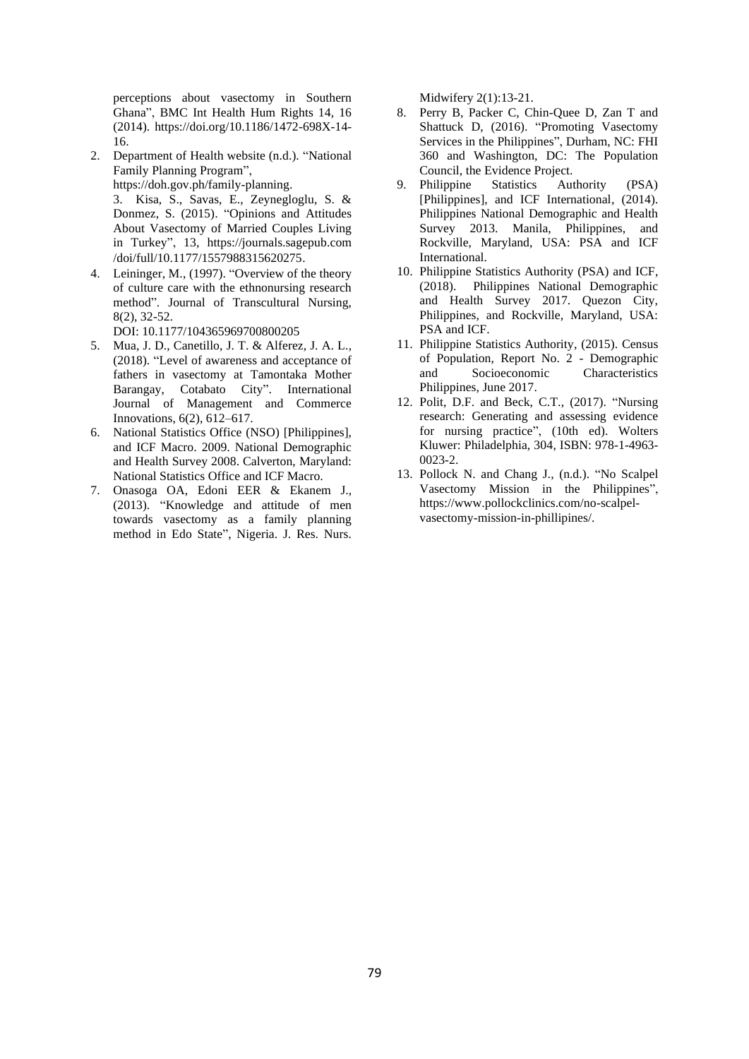perceptions about vasectomy in Southern Ghana", BMC Int Health Hum Rights 14, 16 (2014). https://doi.org/10.1186/1472-698X-14-16.

2. Department of Health website (n.d.). "National Family Planning Program", https://doh.gov.ph/family-planning.
3. Kisa, S., Savas, E., Zeynegloglu, S. & Donmez, S. (2015). "Opinions and Attitudes About Vasectomy of Married Couples Living in Turkey", 13, https://journals.sagepub.com/doi/full/10.1177/1557988315620275.
4. Leininger, M., (1997). "Overview of the theory of culture care with the ethnonursing research method". Journal of Transcultural Nursing, 8(2), 32-52. DOI: 10.1177/104365969700800205
5. Mua, J. D., Canetillo, J. T. & Alferez, J. A. L., (2018). "Level of awareness and acceptance of fathers in vasectomy at Tamontaka Mother Barangay, Cotabato City". International Journal of Management and Commerce Innovations, 6(2), 612–617.
6. National Statistics Office (NSO) [Philippines], and ICF Macro. 2009. National Demographic and Health Survey 2008. Calverton, Maryland: National Statistics Office and ICF Macro.
7. Onasoga OA, Edoni EER & Ekanem J., (2013). "Knowledge and attitude of men towards vasectomy as a family planning method in Edo State", Nigeria. J. Res. Nurs. Midwifery 2(1):13-21.
8. Perry B, Packer C, Chin-Quee D, Zan T and Shattuck D, (2016). "Promoting Vasectomy Services in the Philippines", Durham, NC: FHI 360 and Washington, DC: The Population Council, the Evidence Project.
9. Philippine Statistics Authority (PSA) [Philippines], and ICF International, (2014). Philippines National Demographic and Health Survey 2013. Manila, Philippines, and Rockville, Maryland, USA: PSA and ICF International.
10. Philippine Statistics Authority (PSA) and ICF, (2018). Philippines National Demographic and Health Survey 2017. Quezon City, Philippines, and Rockville, Maryland, USA: PSA and ICF.
11. Philippine Statistics Authority, (2015). Census of Population, Report No. 2 - Demographic and Socioeconomic Characteristics Philippines, June 2017.
12. Polit, D.F. and Beck, C.T., (2017). "Nursing research: Generating and assessing evidence for nursing practice", (10th ed). Wolters Kluwer: Philadelphia, 304, ISBN: 978-1-4963-0023-2.
13. Pollock N. and Chang J., (n.d.). "No Scalpel Vasectomy Mission in the Philippines", https://www.pollockclinics.com/no-scalpel-vasectomy-mission-in-phillipines/.